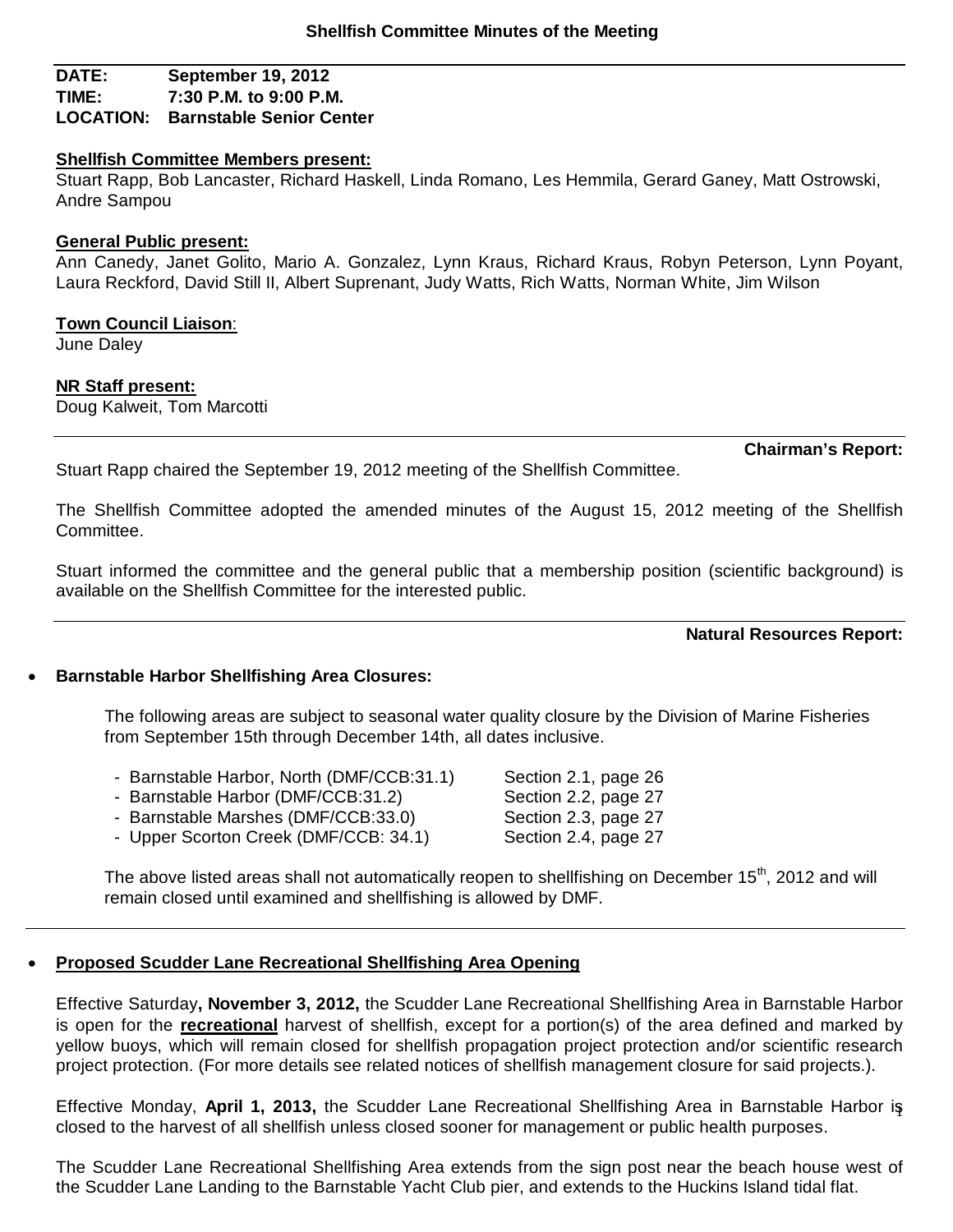## Shellfish Committee Minutes of the Meeting

**DATE:** September 19, 2012
**TIME:** 7:30 P.M. to 9:00 P.M.
**LOCATION:** Barnstable Senior Center

**Shellfish Committee Members present:**
Stuart Rapp, Bob Lancaster, Richard Haskell, Linda Romano, Les Hemmila, Gerard Ganey, Matt Ostrowski, Andre Sampou

**General Public present:**
Ann Canedy, Janet Golito, Mario A. Gonzalez, Lynn Kraus, Richard Kraus, Robyn Peterson, Lynn Poyant, Laura Reckford, David Still II, Albert Suprenant, Judy Watts, Rich Watts, Norman White, Jim Wilson

**Town Council Liaison**:
June Daley

**NR Staff present:**
Doug Kalweit, Tom Marcotti

---

### Chairman's Report:

Stuart Rapp chaired the September 19, 2012 meeting of the Shellfish Committee.

The Shellfish Committee adopted the amended minutes of the August 15, 2012 meeting of the Shellfish Committee.

Stuart informed the committee and the general public that a membership position (scientific background) is available on the Shellfish Committee for the interested public.

---

### Natural Resources Report:

- **Barnstable Harbor Shellfishing Area Closures:**

  The following areas are subject to seasonal water quality closure by the Division of Marine Fisheries from September 15th through December 14th, all dates inclusive.

  - Barnstable Harbor, North (DMF/CCB:31.1) Section 2.1, page 26
  - Barnstable Harbor (DMF/CCB:31.2) Section 2.2, page 27
  - Barnstable Marshes (DMF/CCB:33.0) Section 2.3, page 27
  - Upper Scorton Creek (DMF/CCB: 34.1) Section 2.4, page 27

  The above listed areas shall not automatically reopen to shellfishing on December 15th, 2012 and will remain closed until examined and shellfishing is allowed by DMF.

---

- **Proposed Scudder Lane Recreational Shellfishing Area Opening**

Effective Saturday**, November 3, 2012,** the Scudder Lane Recreational Shellfishing Area in Barnstable Harbor is open for the **recreational** harvest of shellfish, except for a portion(s) of the area defined and marked by yellow buoys, which will remain closed for shellfish propagation project protection and/or scientific research project protection. (For more details see related notices of shellfish management closure for said projects.).

Effective Monday, **April 1, 2013,** the Scudder Lane Recreational Shellfishing Area in Barnstable Harbor is closed to the harvest of all shellfish unless closed sooner for management or public health purposes.

The Scudder Lane Recreational Shellfishing Area extends from the sign post near the beach house west of the Scudder Lane Landing to the Barnstable Yacht Club pier, and extends to the Huckins Island tidal flat.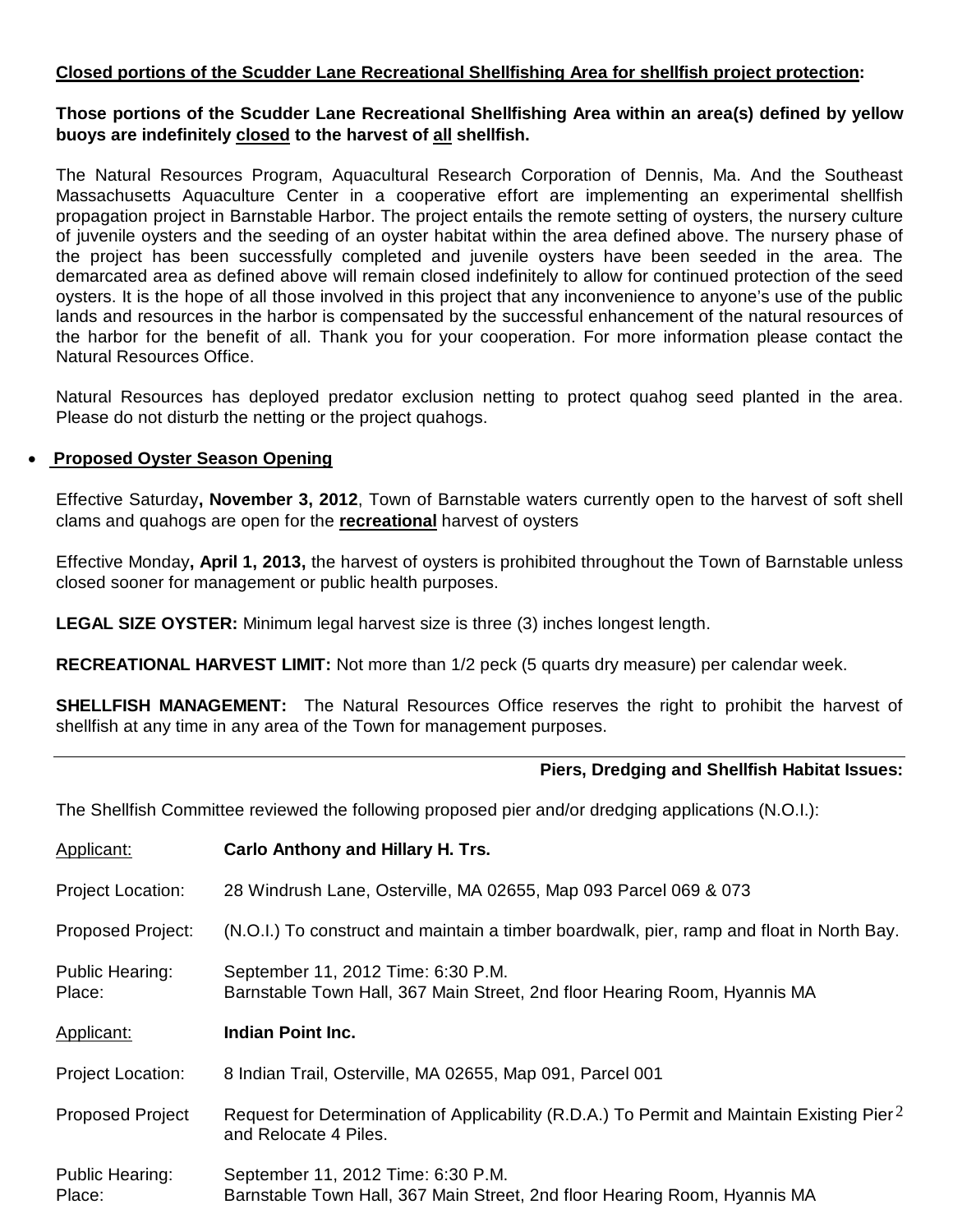**Closed portions of the Scudder Lane Recreational Shellfishing Area for shellfish project protection:**

**Those portions of the Scudder Lane Recreational Shellfishing Area within an area(s) defined by yellow buoys are indefinitely closed to the harvest of all shellfish.**

The Natural Resources Program, Aquacultural Research Corporation of Dennis, Ma. And the Southeast Massachusetts Aquaculture Center in a cooperative effort are implementing an experimental shellfish propagation project in Barnstable Harbor. The project entails the remote setting of oysters, the nursery culture of juvenile oysters and the seeding of an oyster habitat within the area defined above. The nursery phase of the project has been successfully completed and juvenile oysters have been seeded in the area. The demarcated area as defined above will remain closed indefinitely to allow for continued protection of the seed oysters. It is the hope of all those involved in this project that any inconvenience to anyone's use of the public lands and resources in the harbor is compensated by the successful enhancement of the natural resources of the harbor for the benefit of all. Thank you for your cooperation. For more information please contact the Natural Resources Office.

Natural Resources has deployed predator exclusion netting to protect quahog seed planted in the area. Please do not disturb the netting or the project quahogs.

- **Proposed Oyster Season Opening**

Effective Saturday**, November 3, 2012**, Town of Barnstable waters currently open to the harvest of soft shell clams and quahogs are open for the **recreational** harvest of oysters

Effective Monday**, April 1, 2013,** the harvest of oysters is prohibited throughout the Town of Barnstable unless closed sooner for management or public health purposes.

**LEGAL SIZE OYSTER:** Minimum legal harvest size is three (3) inches longest length.

**RECREATIONAL HARVEST LIMIT:** Not more than 1/2 peck (5 quarts dry measure) per calendar week.

**SHELLFISH MANAGEMENT:** The Natural Resources Office reserves the right to prohibit the harvest of shellfish at any time in any area of the Town for management purposes.

---

**Piers, Dredging and Shellfish Habitat Issues:**

The Shellfish Committee reviewed the following proposed pier and/or dredging applications (N.O.I.):

Applicant: **Carlo Anthony and Hillary H. Trs.**

Project Location: 28 Windrush Lane, Osterville, MA 02655, Map 093 Parcel 069 & 073

Proposed Project: (N.O.I.) To construct and maintain a timber boardwalk, pier, ramp and float in North Bay.

Public Hearing: September 11, 2012 Time: 6:30 P.M.
Place: Barnstable Town Hall, 367 Main Street, 2nd floor Hearing Room, Hyannis MA

Applicant: **Indian Point Inc.**

Project Location: 8 Indian Trail, Osterville, MA 02655, Map 091, Parcel 001

Proposed Project Request for Determination of Applicability (R.D.A.) To Permit and Maintain Existing Pier and Relocate 4 Piles.

Public Hearing: September 11, 2012 Time: 6:30 P.M.
Place: Barnstable Town Hall, 367 Main Street, 2nd floor Hearing Room, Hyannis MA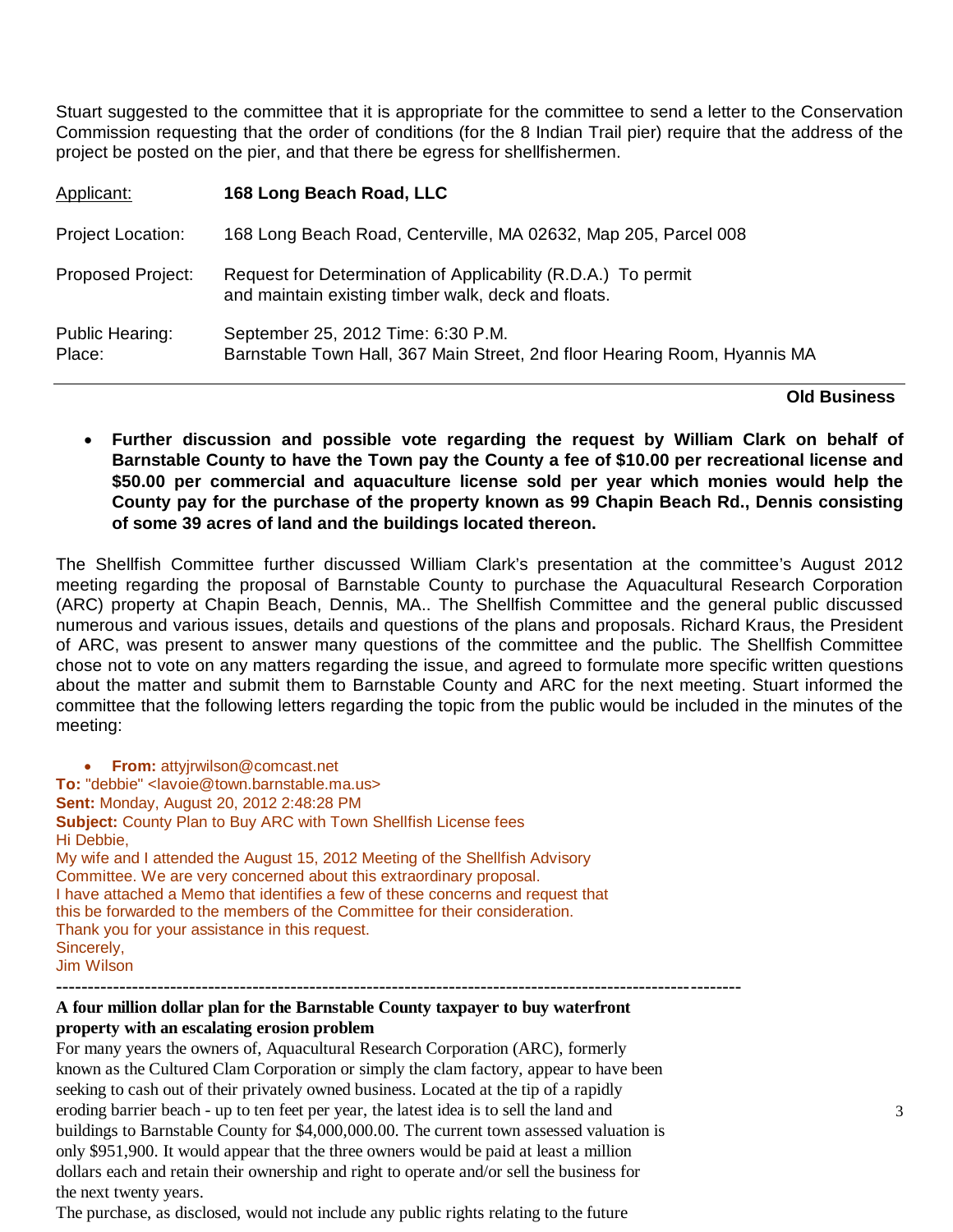Stuart suggested to the committee that it is appropriate for the committee to send a letter to the Conservation Commission requesting that the order of conditions (for the 8 Indian Trail pier) require that the address of the project be posted on the pier, and that there be egress for shellfishermen.

| | |
|---|---|
| Applicant: | **168 Long Beach Road, LLC** |
| Project Location: | 168 Long Beach Road, Centerville, MA 02632, Map 205, Parcel 008 |
| Proposed Project: | Request for Determination of Applicability (R.D.A.) To permit and maintain existing timber walk, deck and floats. |
| Public Hearing: Place: | September 25, 2012 Time: 6:30 P.M. Barnstable Town Hall, 367 Main Street, 2nd floor Hearing Room, Hyannis MA |

---

**Old Business**

- **Further discussion and possible vote regarding the request by William Clark on behalf of Barnstable County to have the Town pay the County a fee of $10.00 per recreational license and $50.00 per commercial and aquaculture license sold per year which monies would help the County pay for the purchase of the property known as 99 Chapin Beach Rd., Dennis consisting of some 39 acres of land and the buildings located thereon.**

The Shellfish Committee further discussed William Clark's presentation at the committee's August 2012 meeting regarding the proposal of Barnstable County to purchase the Aquacultural Research Corporation (ARC) property at Chapin Beach, Dennis, MA.. The Shellfish Committee and the general public discussed numerous and various issues, details and questions of the plans and proposals. Richard Kraus, the President of ARC, was present to answer many questions of the committee and the public. The Shellfish Committee chose not to vote on any matters regarding the issue, and agreed to formulate more specific written questions about the matter and submit them to Barnstable County and ARC for the next meeting. Stuart informed the committee that the following letters regarding the topic from the public would be included in the minutes of the meeting:

- **From:** attyjrwilson@comcast.net

**To:** "debbie" <lavoie@town.barnstable.ma.us>
**Sent:** Monday, August 20, 2012 2:48:28 PM
**Subject:** County Plan to Buy ARC with Town Shellfish License fees
Hi Debbie,
My wife and I attended the August 15, 2012 Meeting of the Shellfish Advisory Committee. We are very concerned about this extraordinary proposal.
I have attached a Memo that identifies a few of these concerns and request that this be forwarded to the members of the Committee for their consideration.
Thank you for your assistance in this request.
Sincerely,
Jim Wilson

---

**A four million dollar plan for the Barnstable County taxpayer to buy waterfront property with an escalating erosion problem**

For many years the owners of, Aquacultural Research Corporation (ARC), formerly known as the Cultured Clam Corporation or simply the clam factory, appear to have been seeking to cash out of their privately owned business. Located at the tip of a rapidly eroding barrier beach - up to ten feet per year, the latest idea is to sell the land and buildings to Barnstable County for $4,000,000.00. The current town assessed valuation is only $951,900. It would appear that the three owners would be paid at least a million dollars each and retain their ownership and right to operate and/or sell the business for the next twenty years.

The purchase, as disclosed, would not include any public rights relating to the future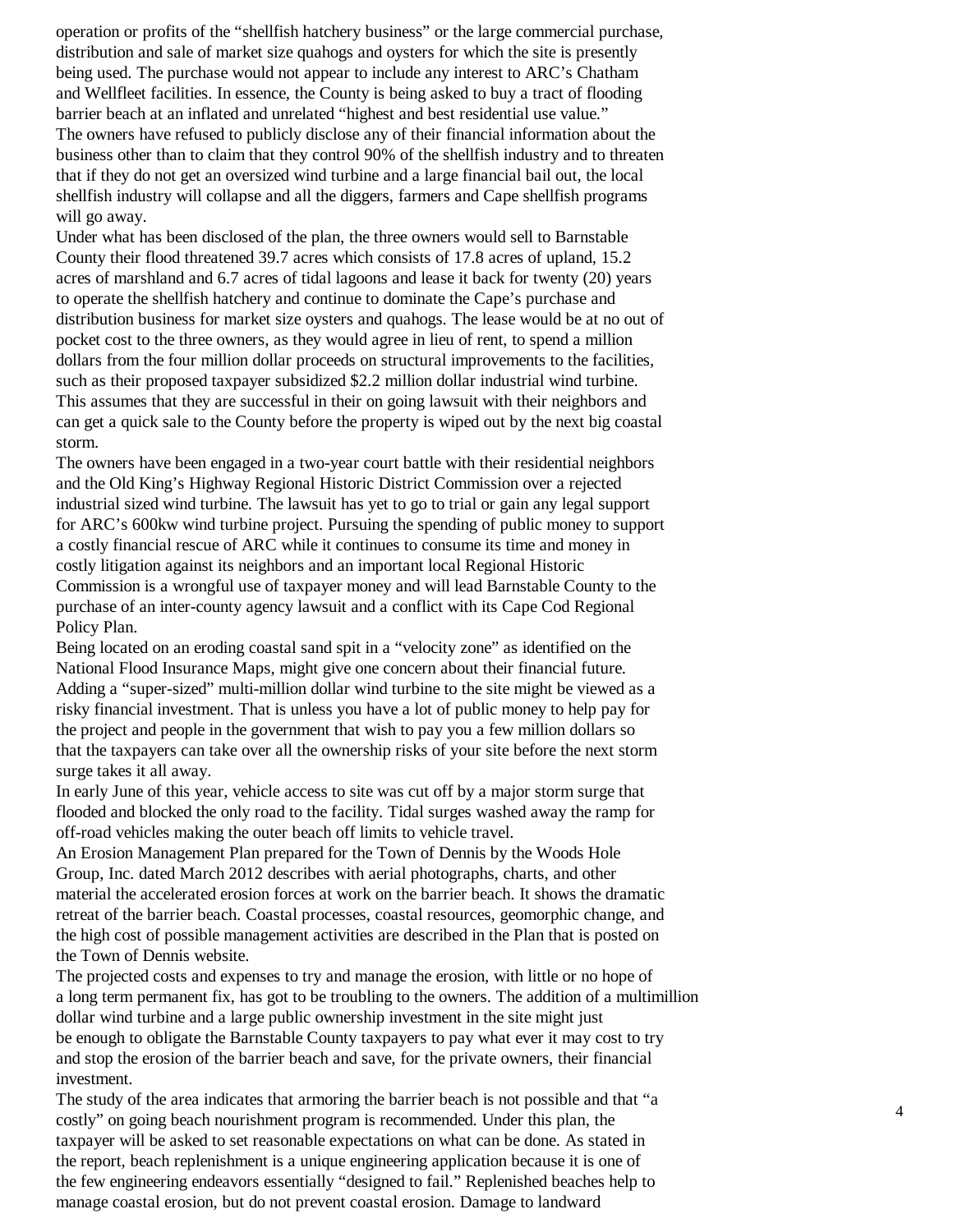operation or profits of the "shellfish hatchery business" or the large commercial purchase, distribution and sale of market size quahogs and oysters for which the site is presently being used. The purchase would not appear to include any interest to ARC's Chatham and Wellfleet facilities. In essence, the County is being asked to buy a tract of flooding barrier beach at an inflated and unrelated "highest and best residential use value."

The owners have refused to publicly disclose any of their financial information about the business other than to claim that they control 90% of the shellfish industry and to threaten that if they do not get an oversized wind turbine and a large financial bail out, the local shellfish industry will collapse and all the diggers, farmers and Cape shellfish programs will go away.

Under what has been disclosed of the plan, the three owners would sell to Barnstable County their flood threatened 39.7 acres which consists of 17.8 acres of upland, 15.2 acres of marshland and 6.7 acres of tidal lagoons and lease it back for twenty (20) years to operate the shellfish hatchery and continue to dominate the Cape's purchase and distribution business for market size oysters and quahogs. The lease would be at no out of pocket cost to the three owners, as they would agree in lieu of rent, to spend a million dollars from the four million dollar proceeds on structural improvements to the facilities, such as their proposed taxpayer subsidized $2.2 million dollar industrial wind turbine. This assumes that they are successful in their on going lawsuit with their neighbors and can get a quick sale to the County before the property is wiped out by the next big coastal storm.

The owners have been engaged in a two-year court battle with their residential neighbors and the Old King's Highway Regional Historic District Commission over a rejected industrial sized wind turbine. The lawsuit has yet to go to trial or gain any legal support for ARC's 600kw wind turbine project. Pursuing the spending of public money to support a costly financial rescue of ARC while it continues to consume its time and money in costly litigation against its neighbors and an important local Regional Historic Commission is a wrongful use of taxpayer money and will lead Barnstable County to the purchase of an inter-county agency lawsuit and a conflict with its Cape Cod Regional Policy Plan.

Being located on an eroding coastal sand spit in a "velocity zone" as identified on the National Flood Insurance Maps, might give one concern about their financial future. Adding a "super-sized" multi-million dollar wind turbine to the site might be viewed as a risky financial investment. That is unless you have a lot of public money to help pay for the project and people in the government that wish to pay you a few million dollars so that the taxpayers can take over all the ownership risks of your site before the next storm surge takes it all away.

In early June of this year, vehicle access to site was cut off by a major storm surge that flooded and blocked the only road to the facility. Tidal surges washed away the ramp for off-road vehicles making the outer beach off limits to vehicle travel.

An Erosion Management Plan prepared for the Town of Dennis by the Woods Hole Group, Inc. dated March 2012 describes with aerial photographs, charts, and other material the accelerated erosion forces at work on the barrier beach. It shows the dramatic retreat of the barrier beach. Coastal processes, coastal resources, geomorphic change, and the high cost of possible management activities are described in the Plan that is posted on the Town of Dennis website.

The projected costs and expenses to try and manage the erosion, with little or no hope of a long term permanent fix, has got to be troubling to the owners. The addition of a multimillion dollar wind turbine and a large public ownership investment in the site might just be enough to obligate the Barnstable County taxpayers to pay what ever it may cost to try and stop the erosion of the barrier beach and save, for the private owners, their financial investment.

The study of the area indicates that armoring the barrier beach is not possible and that "a costly" on going beach nourishment program is recommended. Under this plan, the taxpayer will be asked to set reasonable expectations on what can be done. As stated in the report, beach replenishment is a unique engineering application because it is one of the few engineering endeavors essentially "designed to fail." Replenished beaches help to manage coastal erosion, but do not prevent coastal erosion. Damage to landward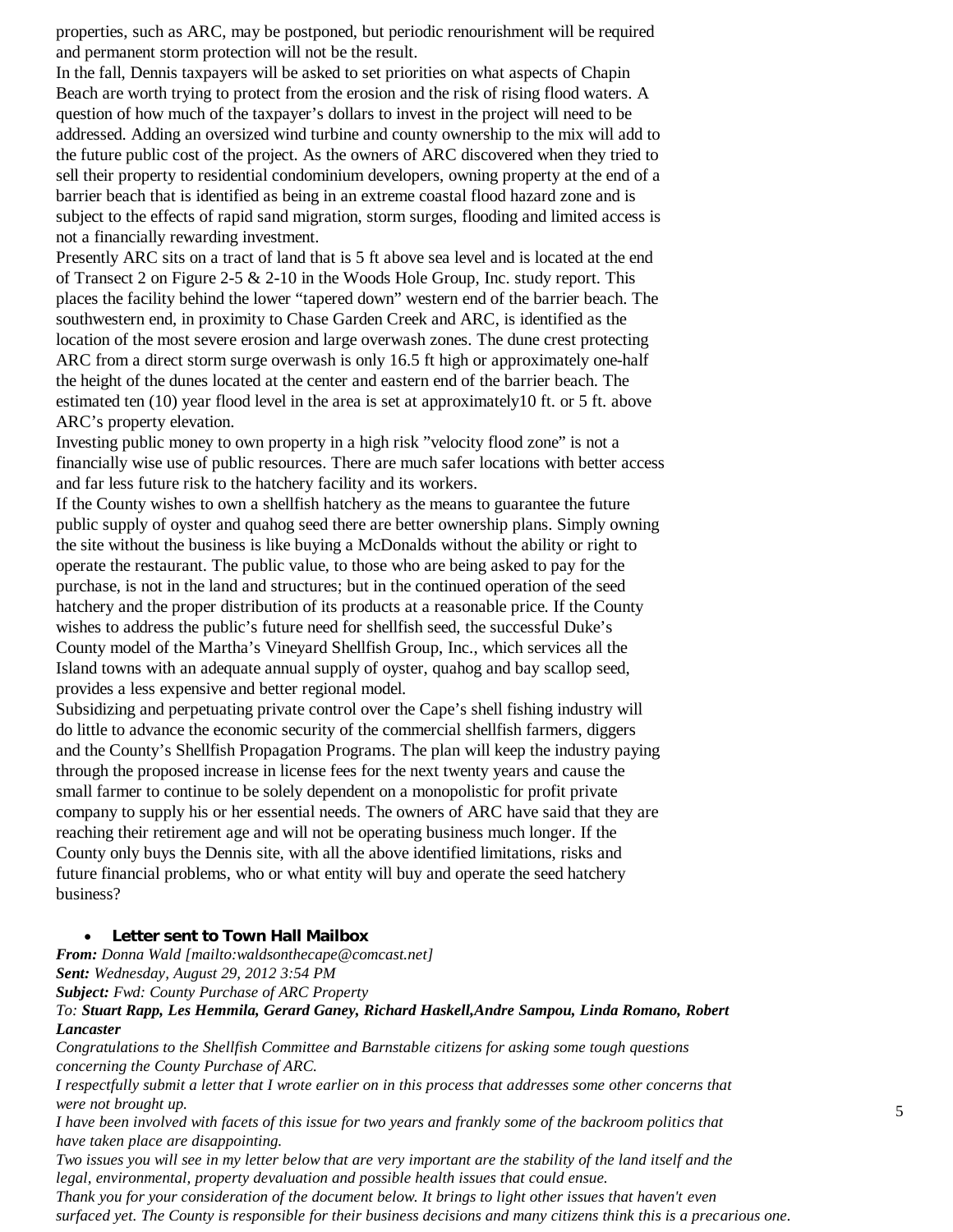properties, such as ARC, may be postponed, but periodic renourishment will be required and permanent storm protection will not be the result.

In the fall, Dennis taxpayers will be asked to set priorities on what aspects of Chapin Beach are worth trying to protect from the erosion and the risk of rising flood waters. A question of how much of the taxpayer's dollars to invest in the project will need to be addressed. Adding an oversized wind turbine and county ownership to the mix will add to the future public cost of the project. As the owners of ARC discovered when they tried to sell their property to residential condominium developers, owning property at the end of a barrier beach that is identified as being in an extreme coastal flood hazard zone and is subject to the effects of rapid sand migration, storm surges, flooding and limited access is not a financially rewarding investment.

Presently ARC sits on a tract of land that is 5 ft above sea level and is located at the end of Transect 2 on Figure 2-5 & 2-10 in the Woods Hole Group, Inc. study report. This places the facility behind the lower "tapered down" western end of the barrier beach. The southwestern end, in proximity to Chase Garden Creek and ARC, is identified as the location of the most severe erosion and large overwash zones. The dune crest protecting ARC from a direct storm surge overwash is only 16.5 ft high or approximately one-half the height of the dunes located at the center and eastern end of the barrier beach. The estimated ten (10) year flood level in the area is set at approximately10 ft. or 5 ft. above ARC's property elevation.

Investing public money to own property in a high risk "velocity flood zone" is not a financially wise use of public resources. There are much safer locations with better access and far less future risk to the hatchery facility and its workers.

If the County wishes to own a shellfish hatchery as the means to guarantee the future public supply of oyster and quahog seed there are better ownership plans. Simply owning the site without the business is like buying a McDonalds without the ability or right to operate the restaurant. The public value, to those who are being asked to pay for the purchase, is not in the land and structures; but in the continued operation of the seed hatchery and the proper distribution of its products at a reasonable price. If the County wishes to address the public's future need for shellfish seed, the successful Duke's County model of the Martha's Vineyard Shellfish Group, Inc., which services all the Island towns with an adequate annual supply of oyster, quahog and bay scallop seed, provides a less expensive and better regional model.

Subsidizing and perpetuating private control over the Cape's shell fishing industry will do little to advance the economic security of the commercial shellfish farmers, diggers and the County's Shellfish Propagation Programs. The plan will keep the industry paying through the proposed increase in license fees for the next twenty years and cause the small farmer to continue to be solely dependent on a monopolistic for profit private company to supply his or her essential needs. The owners of ARC have said that they are reaching their retirement age and will not be operating business much longer. If the County only buys the Dennis site, with all the above identified limitations, risks and future financial problems, who or what entity will buy and operate the seed hatchery business?

- **Letter sent to Town Hall Mailbox**

***From:*** *Donna Wald [mailto:waldsonthecape@comcast.net]*
***Sent:*** *Wednesday, August 29, 2012 3:54 PM*
***Subject:*** *Fwd: County Purchase of ARC Property*
*To:* ***Stuart Rapp, Les Hemmila, Gerard Ganey, Richard Haskell,Andre Sampou, Linda Romano, Robert Lancaster***

*Congratulations to the Shellfish Committee and Barnstable citizens for asking some tough questions concerning the County Purchase of ARC.*

*I respectfully submit a letter that I wrote earlier on in this process that addresses some other concerns that were not brought up.*

*I have been involved with facets of this issue for two years and frankly some of the backroom politics that have taken place are disappointing.*

*Two issues you will see in my letter below that are very important are the stability of the land itself and the legal, environmental, property devaluation and possible health issues that could ensue.*

*Thank you for your consideration of the document below. It brings to light other issues that haven't even surfaced yet. The County is responsible for their business decisions and many citizens think this is a precarious one.*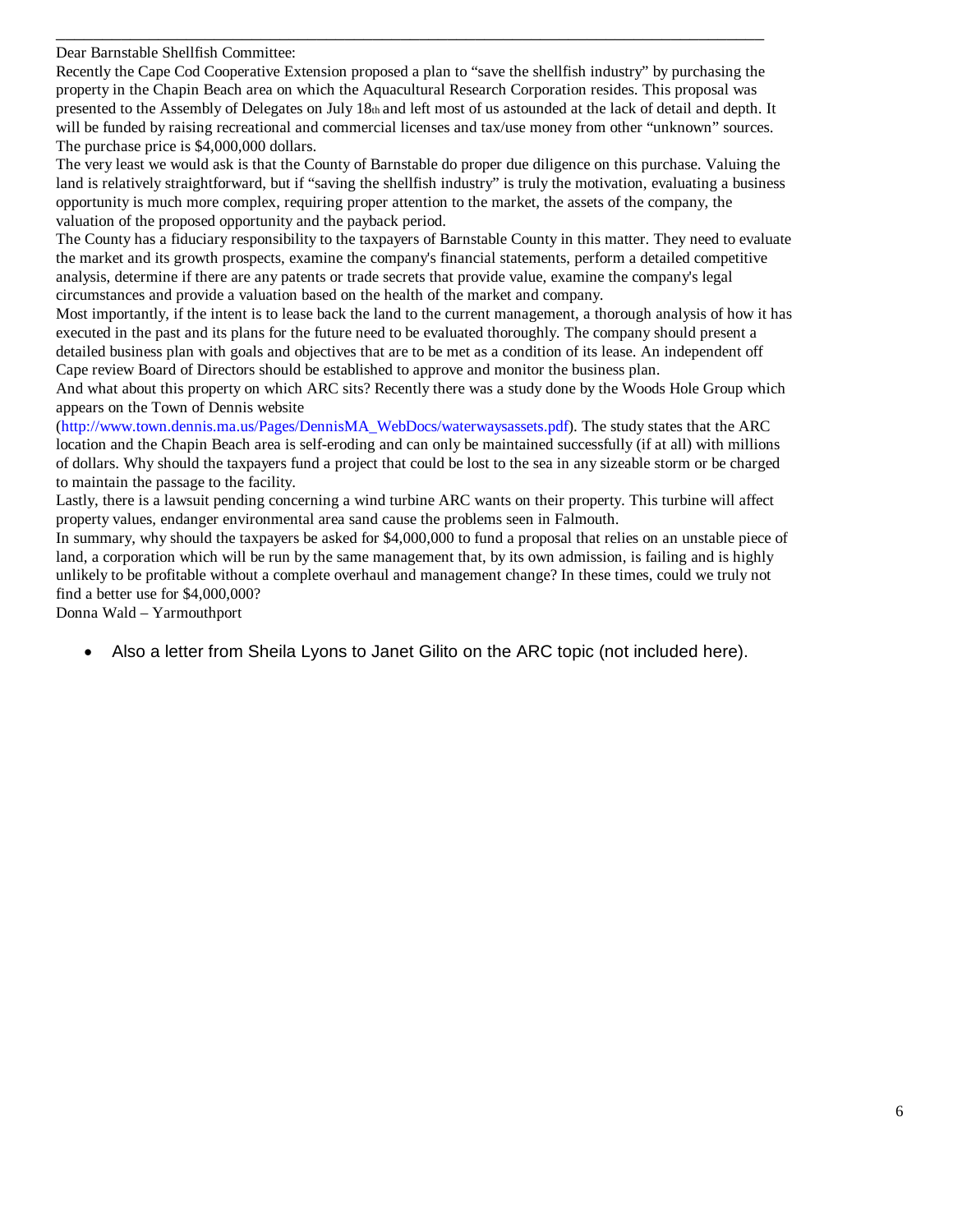Dear Barnstable Shellfish Committee:

Recently the Cape Cod Cooperative Extension proposed a plan to "save the shellfish industry" by purchasing the property in the Chapin Beach area on which the Aquacultural Research Corporation resides. This proposal was presented to the Assembly of Delegates on July 18th and left most of us astounded at the lack of detail and depth. It will be funded by raising recreational and commercial licenses and tax/use money from other "unknown" sources. The purchase price is $4,000,000 dollars.

The very least we would ask is that the County of Barnstable do proper due diligence on this purchase. Valuing the land is relatively straightforward, but if "saving the shellfish industry" is truly the motivation, evaluating a business opportunity is much more complex, requiring proper attention to the market, the assets of the company, the valuation of the proposed opportunity and the payback period.

The County has a fiduciary responsibility to the taxpayers of Barnstable County in this matter. They need to evaluate the market and its growth prospects, examine the company's financial statements, perform a detailed competitive analysis, determine if there are any patents or trade secrets that provide value, examine the company's legal circumstances and provide a valuation based on the health of the market and company.

Most importantly, if the intent is to lease back the land to the current management, a thorough analysis of how it has executed in the past and its plans for the future need to be evaluated thoroughly. The company should present a detailed business plan with goals and objectives that are to be met as a condition of its lease. An independent off Cape review Board of Directors should be established to approve and monitor the business plan.

And what about this property on which ARC sits? Recently there was a study done by the Woods Hole Group which appears on the Town of Dennis website (http://www.town.dennis.ma.us/Pages/DennisMA_WebDocs/waterwaysassets.pdf). The study states that the ARC location and the Chapin Beach area is self-eroding and can only be maintained successfully (if at all) with millions of dollars. Why should the taxpayers fund a project that could be lost to the sea in any sizeable storm or be charged to maintain the passage to the facility.

Lastly, there is a lawsuit pending concerning a wind turbine ARC wants on their property. This turbine will affect property values, endanger environmental area sand cause the problems seen in Falmouth.

In summary, why should the taxpayers be asked for $4,000,000 to fund a proposal that relies on an unstable piece of land, a corporation which will be run by the same management that, by its own admission, is failing and is highly unlikely to be profitable without a complete overhaul and management change? In these times, could we truly not find a better use for $4,000,000?

Donna Wald – Yarmouthport

- Also a letter from Sheila Lyons to Janet Gilito on the ARC topic (not included here).